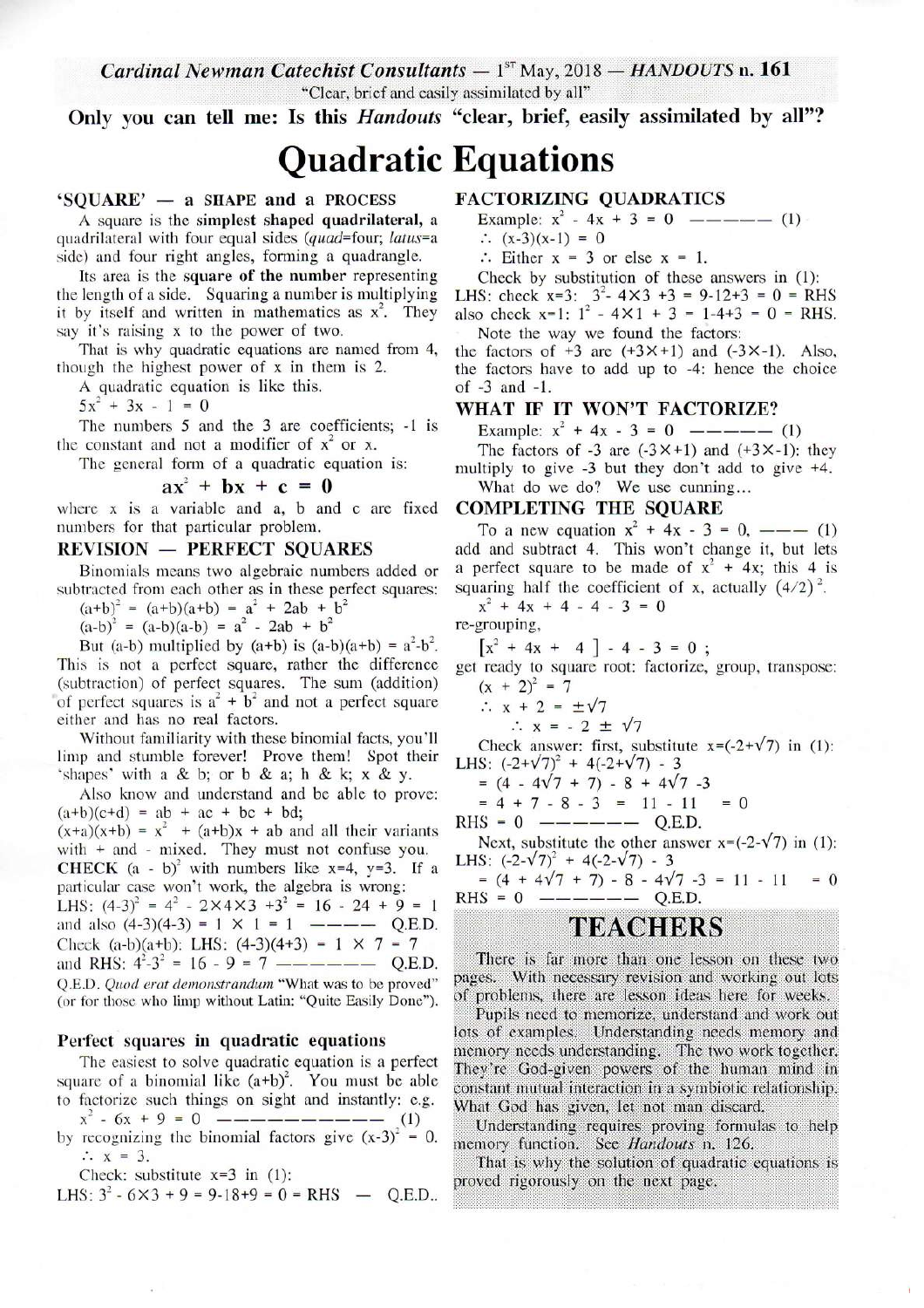*Cardinal Newman Catechist Consultants* — 1ST May, 2018 — ***HANDOUTS* n. 161**

"Clear, brief and easily assimilated by all"

**Only you can tell me: Is this *Handouts* "clear, brief, easily assimilated by all"?**

# Quadratic Equations

### 'SQUARE' — a SHAPE and a PROCESS

A square is the **simplest shaped quadrilateral,** a quadrilateral with four equal sides (*quad*=four; *latus*=a side) and four right angles, forming a quadrangle.

Its area is the **square of the number** representing the length of a side. Squaring a number is multiplying it by itself and written in mathematics as $x^2$. They say it's raising x to the power of two.

That is why quadratic equations are named from 4, though the highest power of x in them is 2.

A quadratic equation is like this.

$5x^2 + 3x - 1 = 0$

The numbers 5 and the 3 are coefficients; -1 is the constant and not a modifier of $x^2$ or x.

The general form of a quadratic equation is:

$$\mathbf{ax^2 + bx + c = 0}$$

where x is a variable and a, b and c are fixed numbers for that particular problem.

### REVISION — PERFECT SQUARES

Binomials means two algebraic numbers added or subtracted from each other as in these perfect squares:

$(a+b)^2 = (a+b)(a+b) = a^2 + 2ab + b^2$

$(a-b)^2 = (a-b)(a-b) = a^2 - 2ab + b^2$

But (a-b) multiplied by (a+b) is $(a-b)(a+b) = a^2-b^2$. This is not a perfect square, rather the difference (subtraction) of perfect squares. The sum (addition) of perfect squares is $a^2 + b^2$ and not a perfect square either and has no real factors.

Without familiarity with these binomial facts, you'll limp and stumble forever! Prove them! Spot their 'shapes' with a & b; or b & a; h & k; x & y.

Also know and understand and be able to prove:

$(a+b)(c+d) = ab + ac + bc + bd;$

$(x+a)(x+b) = x^2 + (a+b)x + ab$ and all their variants with + and - mixed. They must not confuse you.

**CHECK** $(a - b)^2$ with numbers like x=4, y=3. If a particular case won't work, the algebra is wrong:

LHS: $(4-3)^2 = 4^2 - 2\times4\times3 + 3^2 = 16 - 24 + 9 = 1$ and also $(4-3)(4-3) = 1 \times 1 = 1$ ——— Q.E.D.

Check (a-b)(a+b): LHS: $(4-3)(4+3) = 1 \times 7 = 7$ and RHS: $4^2-3^2 = 16 - 9 = 7$ ———— Q.E.D.

Q.E.D. *Quod erat demonstrandum* "What was to be proved" (or for those who limp without Latin: "Quite Easily Done").

### Perfect squares in quadratic equations

The easiest to solve quadratic equation is a perfect square of a binomial like $(a+b)^2$. You must be able to factorize such things on sight and instantly: e.g.

$x^2 - 6x + 9 = 0$ ——————— (1)

by recognizing the binomial factors give $(x-3)^2 = 0$.

$\therefore$ x = 3.

Check: substitute x=3 in (1):

LHS: $3^2 - 6\times3 + 9 = 9-18+9 = 0$ = RHS — Q.E.D..

### FACTORIZING QUADRATICS

Example: $x^2 - 4x + 3 = 0$ ———— (1)

$\therefore$ (x-3)(x-1) = 0

$\therefore$ Either x = 3 or else x = 1.

Check by substitution of these answers in (1):

LHS: check x=3: $3^2 - 4\times3 + 3 = 9-12+3 = 0$ = RHS also check x=1: $1^2 - 4\times1 + 3 = 1-4+3 = 0$ = RHS.

Note the way we found the factors: the factors of +3 are (+3×+1) and (-3×-1). Also, the factors have to add up to -4: hence the choice of -3 and -1.

### WHAT IF IT WON'T FACTORIZE?

Example: $x^2 + 4x - 3 = 0$ ———— (1)

The factors of -3 are (-3×+1) and (+3×-1): they multiply to give -3 but they don't add to give +4.

What do we do? We use cunning...

### COMPLETING THE SQUARE

To a new equation $x^2 + 4x - 3 = 0$, —— (1) add and subtract 4. This won't change it, but lets a perfect square to be made of $x^2 + 4x$; this 4 is squaring half the coefficient of x, actually $(4/2)^2$.

$x^2 + 4x + 4 - 4 - 3 = 0$

re-grouping,

$[x^2 + 4x + 4] - 4 - 3 = 0$ ;

get ready to square root: factorize, group, transpose:

$(x + 2)^2 = 7$

$\therefore x + 2 = \pm\sqrt{7}$

$\therefore x = -2 \pm \sqrt{7}$

Check answer: first, substitute $x=(-2+\sqrt{7})$ in (1):

LHS: $(-2+\sqrt{7})^2 + 4(-2+\sqrt{7}) - 3$

$= (4 - 4\sqrt{7} + 7) - 8 + 4\sqrt{7} - 3$

$= 4 + 7 - 8 - 3 = 11 - 11 = 0$

RHS = 0 ————— Q.E.D.

Next, substitute the other answer $x=(-2-\sqrt{7})$ in (1):

LHS: $(-2-\sqrt{7})^2 + 4(-2-\sqrt{7}) - 3$

$= (4 + 4\sqrt{7} + 7) - 8 - 4\sqrt{7} - 3 = 11 - 11 = 0$

RHS = 0 ————— Q.E.D.

## TEACHERS

There is far more than one lesson on these two pages. With necessary revision and working out lots of problems, there are lesson ideas here for weeks.

Pupils need to memorize, understand and work out lots of examples. Understanding needs memory and memory needs understanding. The two work together. They're God-given powers of the human mind in constant mutual interaction in a symbiotic relationship. What God has given, let not man discard.

Understanding requires proving formulas to help memory function. See *Handouts* n. 126.

That is why the solution of quadratic equations is proved rigorously on the next page.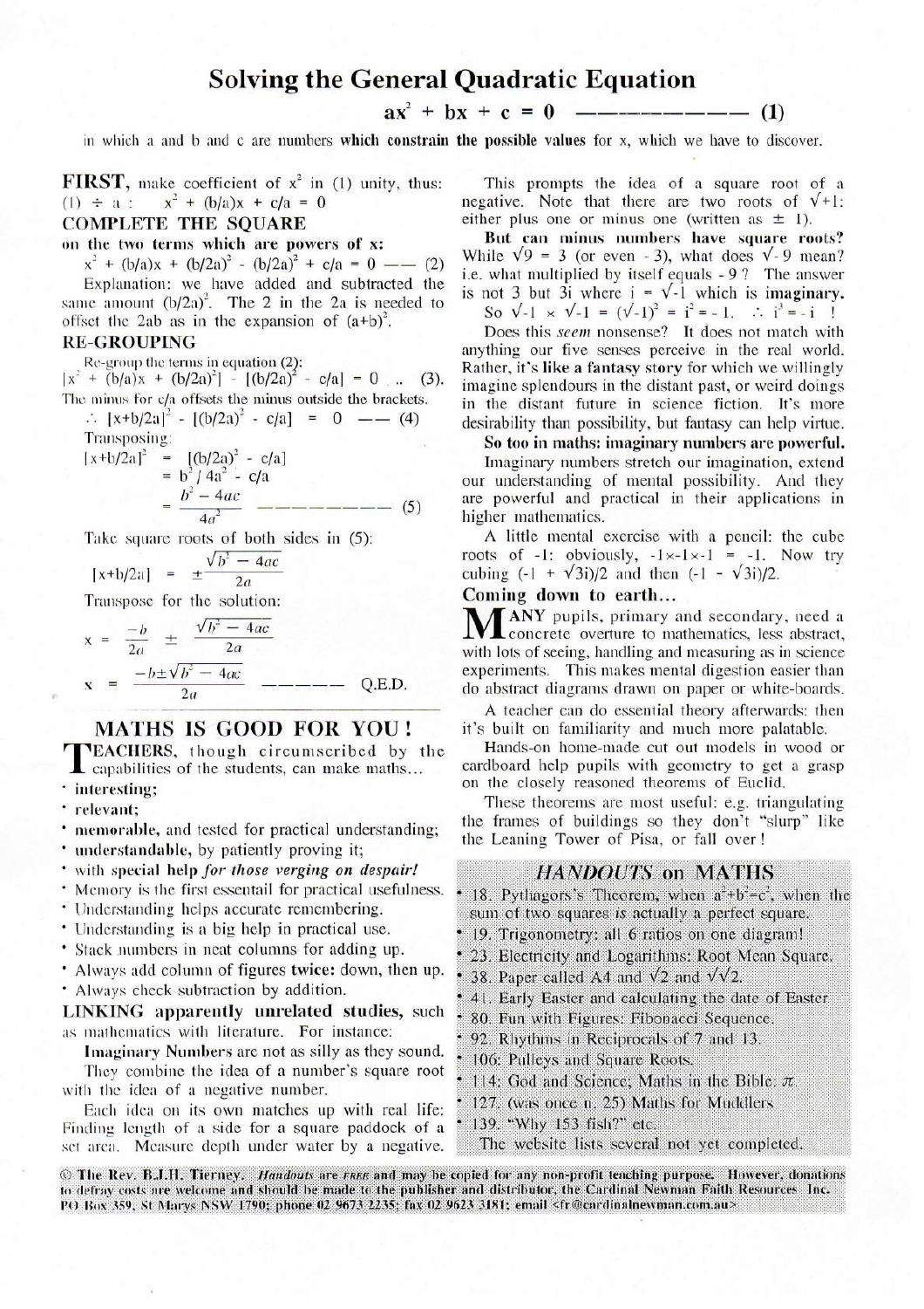# Solving the General Quadratic Equation

$$ax^2 + bx + c = 0 \quad \text{————————— (1)}$$

in which a and b and c are numbers **which constrain the possible values** for x, which we have to discover.

**FIRST**, make coefficient of $x^2$ in (1) unity, thus:
(1) ÷ a : $x^2 + (b/a)x + c/a = 0$

## COMPLETE THE SQUARE

**on the two terms which are powers of x:**

$$x^2 + (b/a)x + (b/2a)^2 - (b/2a)^2 + c/a = 0 \quad \text{—— (2)}$$

Explanation: we have added and subtracted the same amount $(b/2a)^2$. The 2 in the 2a is needed to offset the 2ab as in the expansion of $(a+b)^2$.

## RE-GROUPING

Re-group the terms in equation (2):

$$[x^2 + (b/a)x + (b/2a)^2] - [(b/2a)^2 - c/a] = 0 \quad .. \quad (3).$$

The minus for c/a offsets the minus outside the brackets.

$$\therefore [x+b/2a]^2 - [(b/2a)^2 - c/a] = 0 \quad \text{—— (4)}$$

Transposing:

$$[x+b/2a]^2 = [(b/2a)^2 - c/a]$$
$$= b^2 / 4a^2 - c/a$$
$$= \frac{b^2 - 4ac}{4a^2} \quad \text{————————— (5)}$$

Take square roots of both sides in (5):

$$[x+b/2a] = \pm \frac{\sqrt{b^2 - 4ac}}{2a}$$

Transpose for the solution:

$$x = \frac{-b}{2a} \pm \frac{\sqrt{b^2 - 4ac}}{2a}$$

$$x = \frac{-b \pm \sqrt{b^2 - 4ac}}{2a} \quad \text{—————— Q.E.D.}$$

## MATHS IS GOOD FOR YOU !

**TEACHERS**, though circumscribed by the capabilities of the students, can make maths...

- **interesting;**
- **relevant;**
- **memorable,** and tested for practical understanding;
- **understandable,** by patiently proving it;
- with **special help** ***for those verging on despair!***
- Memory is the first essentail for practical usefulness.
- Understanding helps accurate remembering.
- Understanding is a big help in practical use.
- Stack numbers in neat columns for adding up.
- Always add column of figures **twice:** down, then up.
- Always check subtraction by addition.

**LINKING apparently unrelated studies,** such as mathematics with literature. For instance:

**Imaginary Numbers** are not as silly as they sound.

They combine the idea of a number's square root with the idea of a negative number.

Each idea on its own matches up with real life: Finding length of a side for a square paddock of a set area. Measure depth under water by a negative.

This prompts the idea of a square root of a negative. Note that there are two roots of $\sqrt{+1}$: either plus one or minus one (written as ± 1).

**But can minus numbers have square roots?** While $\sqrt{9} = 3$ (or even -3), what does $\sqrt{-9}$ mean? i.e. what multiplied by itself equals - 9 ? The answer is not 3 but 3i where $i = \sqrt{-1}$ which is **imaginary.**

So $\sqrt{-1} \times \sqrt{-1} = (\sqrt{-1})^2 = i^2 = -1. \quad \therefore i^3 = -i$ !

Does this *seem* nonsense? It does not match with anything our five senses perceive in the real world. Rather, it's **like a fantasy story** for which we willingly imagine splendours in the distant past, or weird doings in the distant future in science fiction. It's more desirability than possibility, but fantasy can help virtue.

**So too in maths: imaginary numbers are powerful.**

Imaginary numbers stretch our imagination, extend our understanding of mental possibility. And they are powerful and practical in their applications in higher mathematics.

A little mental exercise with a pencil: the cube roots of -1: obviously, -1×-1×-1 = -1. Now try cubing $(-1 + \sqrt{3}i)/2$ and then $(-1 - \sqrt{3}i)/2$.

## Coming down to earth...

**MANY** pupils, primary and secondary, need a concrete overture to mathematics, less abstract, with lots of seeing, handling and measuring as in science experiments. This makes mental digestion easier than do abstract diagrams drawn on paper or white-boards.

A teacher can do essential theory afterwards: then it's built on familiarity and much more palatable.

Hands-on home-made cut out models in wood or cardboard help pupils with geometry to get a grasp on the closely reasoned theorems of Euclid.

These theorems are most useful: e.g. triangulating the frames of buildings so they don't "slurp" like the Leaning Tower of Pisa, or fall over !

### *HANDOUTS* on MATHS

- 18. Pythagors's Theorem, when $a^2+b^2=c^2$, when the sum of two squares *is* actually a perfect square.
- 19. Trigonometry: all 6 ratios on one diagram!
- 23. Electricity and Logarithms: Root Mean Square.
- 38. Paper called A4 and $\sqrt{2}$ and $\sqrt{\sqrt{2}}$.
- 41. Early Easter and calculating the date of Easter
- 80. Fun with Figures: Fibonacci Sequence.
- 92. Rhythms in Reciprocals of 7 and 13.
- 106: Pulleys and Square Roots.
- 114: God and Science; Maths in the Bible: $\pi$.
- 127. (was once n. 25) Maths for Muddlers
- 139. "Why 153 fish?" etc.

The website lists several not yet completed.

**© The Rev. B.J.H. Tierney.** ***Handouts*** **are** ***FREE*** **and may be copied for any non-profit teaching purpose. However, donations to defray costs are welcome and should be made to the publisher and distributor, the Cardinal Newman Faith Resources Inc. PO Box 359, St Marys NSW 1790; phone 02 9673 2235; fax 02 9623 3181; email <fr@cardinalnewman.com.au>**